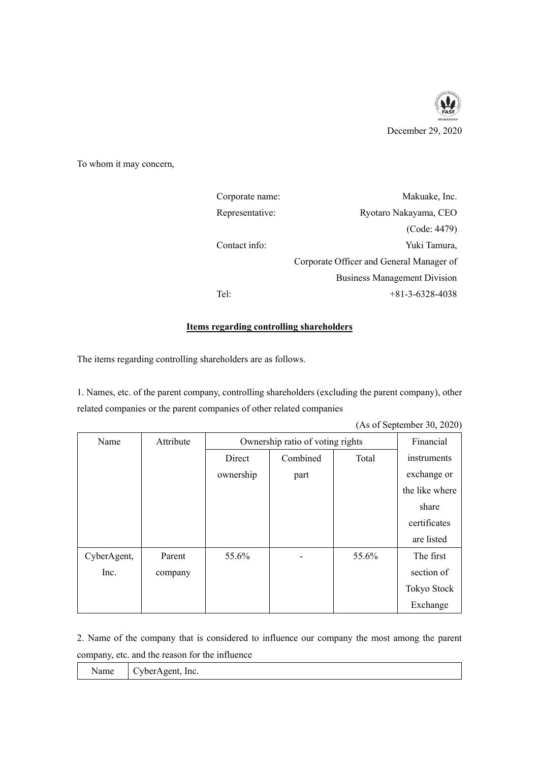December 29, 2020

To whom it may concern,

Corporate name: Makuake, Inc.
Representative: Ryotaro Nakayama, CEO
(Code: 4479)
Contact info: Yuki Tamura,
Corporate Officer and General Manager of
Business Management Division
Tel: +81-3-6328-4038

## Items regarding controlling shareholders

The items regarding controlling shareholders are as follows.

1. Names, etc. of the parent company, controlling shareholders (excluding the parent company), other related companies or the parent companies of other related companies

(As of September 30, 2020)

| Name | Attribute | Ownership ratio of voting rights | | | Financial instruments exchange or the like where share certificates are listed |
|---|---|---|---|---|---|
| | | Direct ownership | Combined part | Total | |
| CyberAgent, Inc. | Parent company | 55.6% | - | 55.6% | The first section of Tokyo Stock Exchange |

2. Name of the company that is considered to influence our company the most among the parent company, etc. and the reason for the influence

| Name | CyberAgent, Inc. |
|---|---|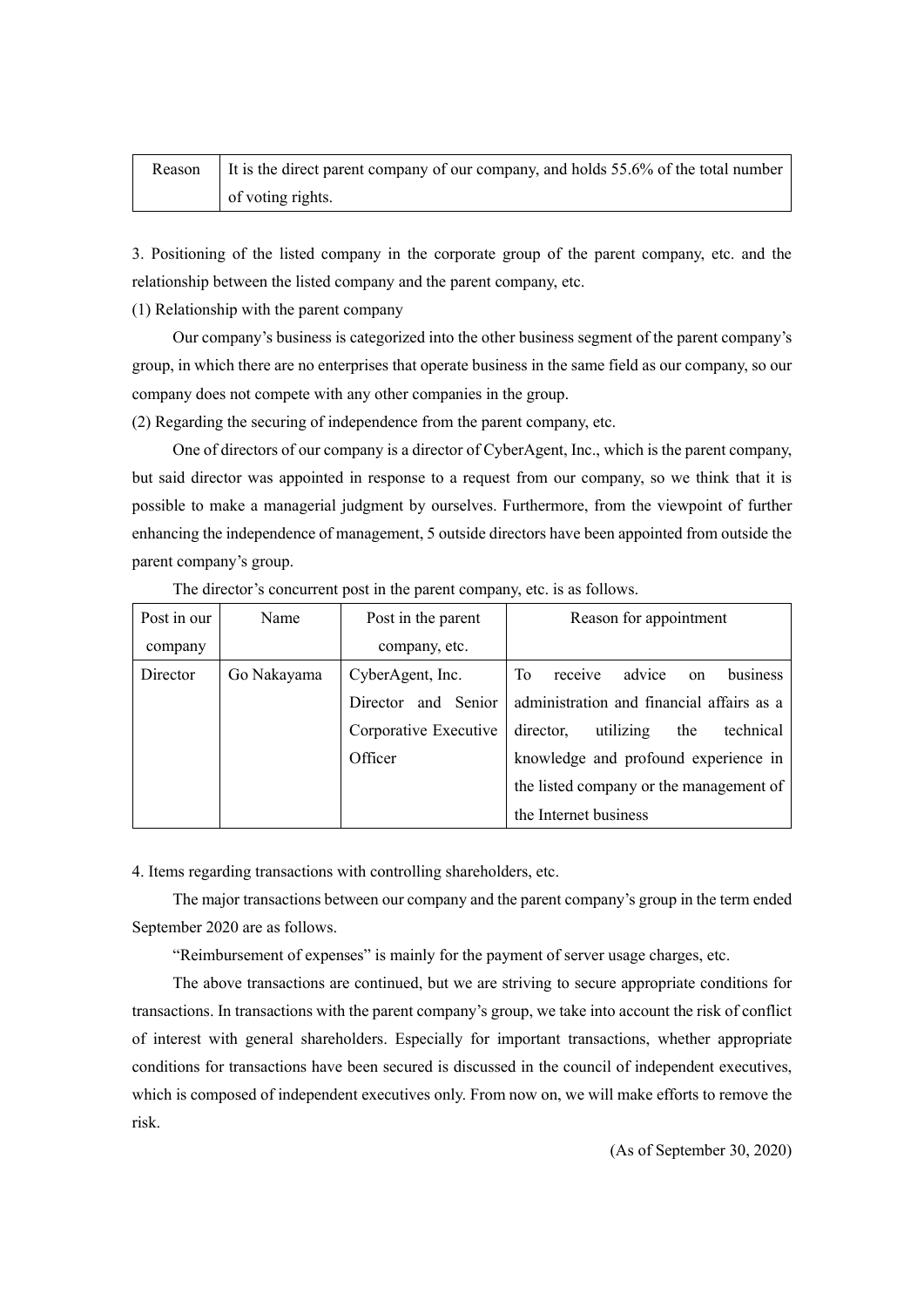| Reason | It is the direct parent company of our company, and holds 55.6% of the total number of voting rights. |
|---|---|

3. Positioning of the listed company in the corporate group of the parent company, etc. and the relationship between the listed company and the parent company, etc.

(1) Relationship with the parent company

Our company's business is categorized into the other business segment of the parent company's group, in which there are no enterprises that operate business in the same field as our company, so our company does not compete with any other companies in the group.

(2) Regarding the securing of independence from the parent company, etc.

One of directors of our company is a director of CyberAgent, Inc., which is the parent company, but said director was appointed in response to a request from our company, so we think that it is possible to make a managerial judgment by ourselves. Furthermore, from the viewpoint of further enhancing the independence of management, 5 outside directors have been appointed from outside the parent company's group.

The director's concurrent post in the parent company, etc. is as follows.

| Post in our company | Name | Post in the parent company, etc. | Reason for appointment |
|---|---|---|---|
| Director | Go Nakayama | CyberAgent, Inc. Director and Senior Corporative Executive Officer | To receive advice on business administration and financial affairs as a director, utilizing the technical knowledge and profound experience in the listed company or the management of the Internet business |

4. Items regarding transactions with controlling shareholders, etc.

The major transactions between our company and the parent company's group in the term ended September 2020 are as follows.

"Reimbursement of expenses" is mainly for the payment of server usage charges, etc.

The above transactions are continued, but we are striving to secure appropriate conditions for transactions. In transactions with the parent company's group, we take into account the risk of conflict of interest with general shareholders. Especially for important transactions, whether appropriate conditions for transactions have been secured is discussed in the council of independent executives, which is composed of independent executives only. From now on, we will make efforts to remove the risk.

(As of September 30, 2020)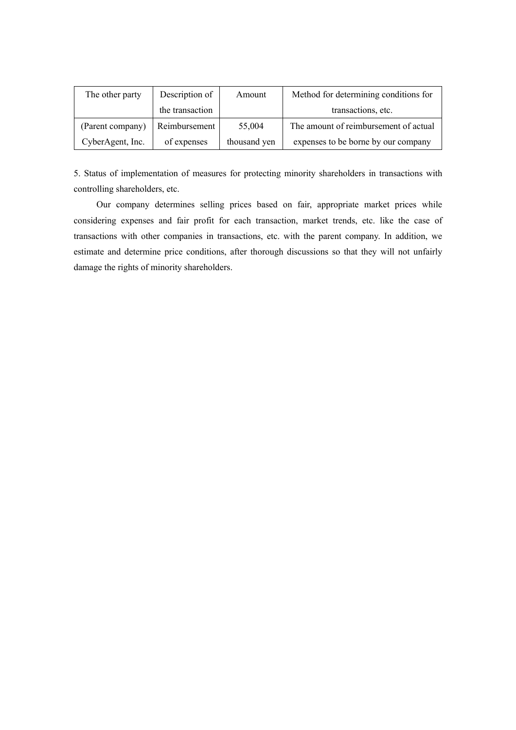| The other party | Description of the transaction | Amount | Method for determining conditions for transactions, etc. |
|---|---|---|---|
| (Parent company) CyberAgent, Inc. | Reimbursement of expenses | 55,004 thousand yen | The amount of reimbursement of actual expenses to be borne by our company |

5. Status of implementation of measures for protecting minority shareholders in transactions with controlling shareholders, etc.

Our company determines selling prices based on fair, appropriate market prices while considering expenses and fair profit for each transaction, market trends, etc. like the case of transactions with other companies in transactions, etc. with the parent company. In addition, we estimate and determine price conditions, after thorough discussions so that they will not unfairly damage the rights of minority shareholders.